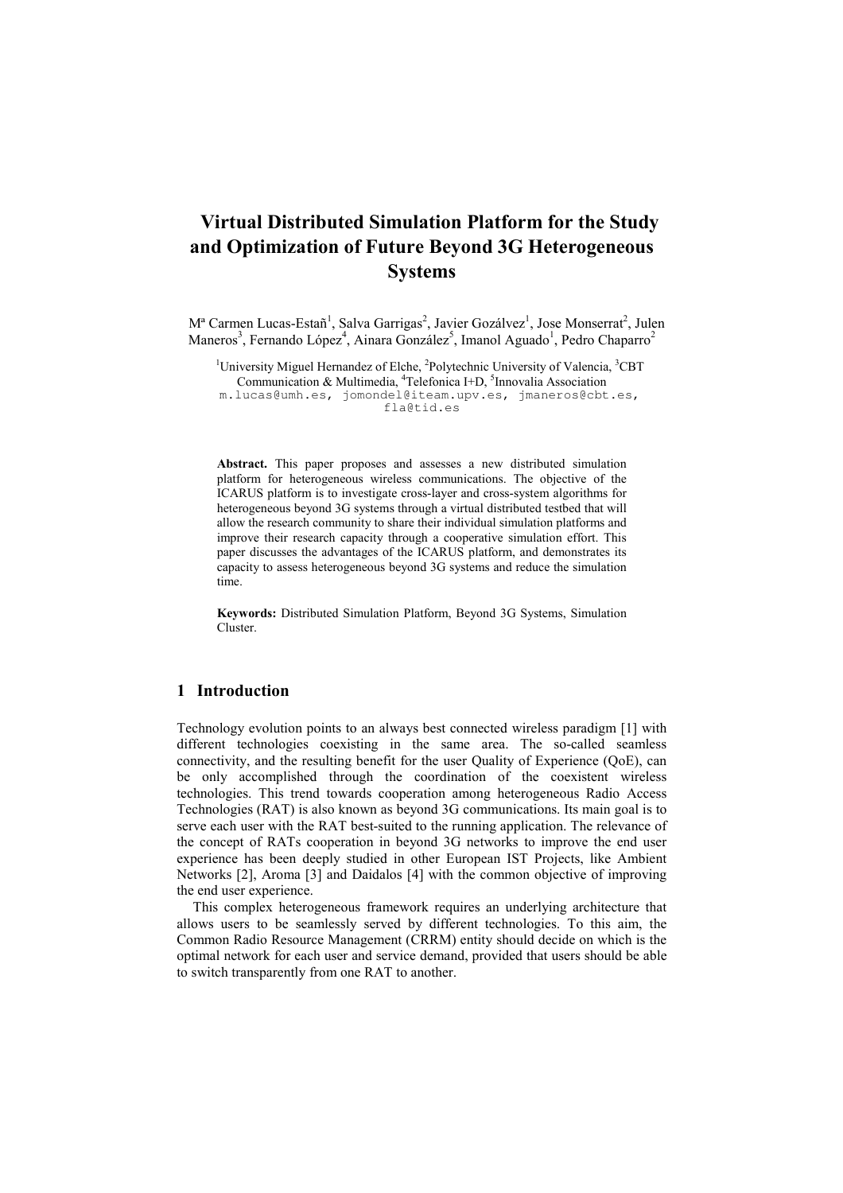# Virtual Distributed Simulation Platform for the Study and Optimization of Future Beyond 3G Heterogeneous Systems

Mª Carmen Lucas-Estañ[1], Salva Garrigas[2], Javier Gozálvez[1], Jose Monserrat[2], Julen Maneros[3], Fernando López[4], Ainara González[5], Imanol Aguado[1], Pedro Chaparro[2]

[1]University Miguel Hernandez of Elche, [2]Polytechnic University of Valencia, [3]CBT Communication & Multimedia, [4]Telefonica I+D, [5]Innovalia Association
m.lucas@umh.es, jomondel@iteam.upv.es, jmaneros@cbt.es, fla@tid.es

**Abstract.** This paper proposes and assesses a new distributed simulation platform for heterogeneous wireless communications. The objective of the ICARUS platform is to investigate cross-layer and cross-system algorithms for heterogeneous beyond 3G systems through a virtual distributed testbed that will allow the research community to share their individual simulation platforms and improve their research capacity through a cooperative simulation effort. This paper discusses the advantages of the ICARUS platform, and demonstrates its capacity to assess heterogeneous beyond 3G systems and reduce the simulation time.

**Keywords:** Distributed Simulation Platform, Beyond 3G Systems, Simulation Cluster.

## 1 Introduction

Technology evolution points to an always best connected wireless paradigm [1] with different technologies coexisting in the same area. The so-called seamless connectivity, and the resulting benefit for the user Quality of Experience (QoE), can be only accomplished through the coordination of the coexistent wireless technologies. This trend towards cooperation among heterogeneous Radio Access Technologies (RAT) is also known as beyond 3G communications. Its main goal is to serve each user with the RAT best-suited to the running application. The relevance of the concept of RATs cooperation in beyond 3G networks to improve the end user experience has been deeply studied in other European IST Projects, like Ambient Networks [2], Aroma [3] and Daidalos [4] with the common objective of improving the end user experience.

This complex heterogeneous framework requires an underlying architecture that allows users to be seamlessly served by different technologies. To this aim, the Common Radio Resource Management (CRRM) entity should decide on which is the optimal network for each user and service demand, provided that users should be able to switch transparently from one RAT to another.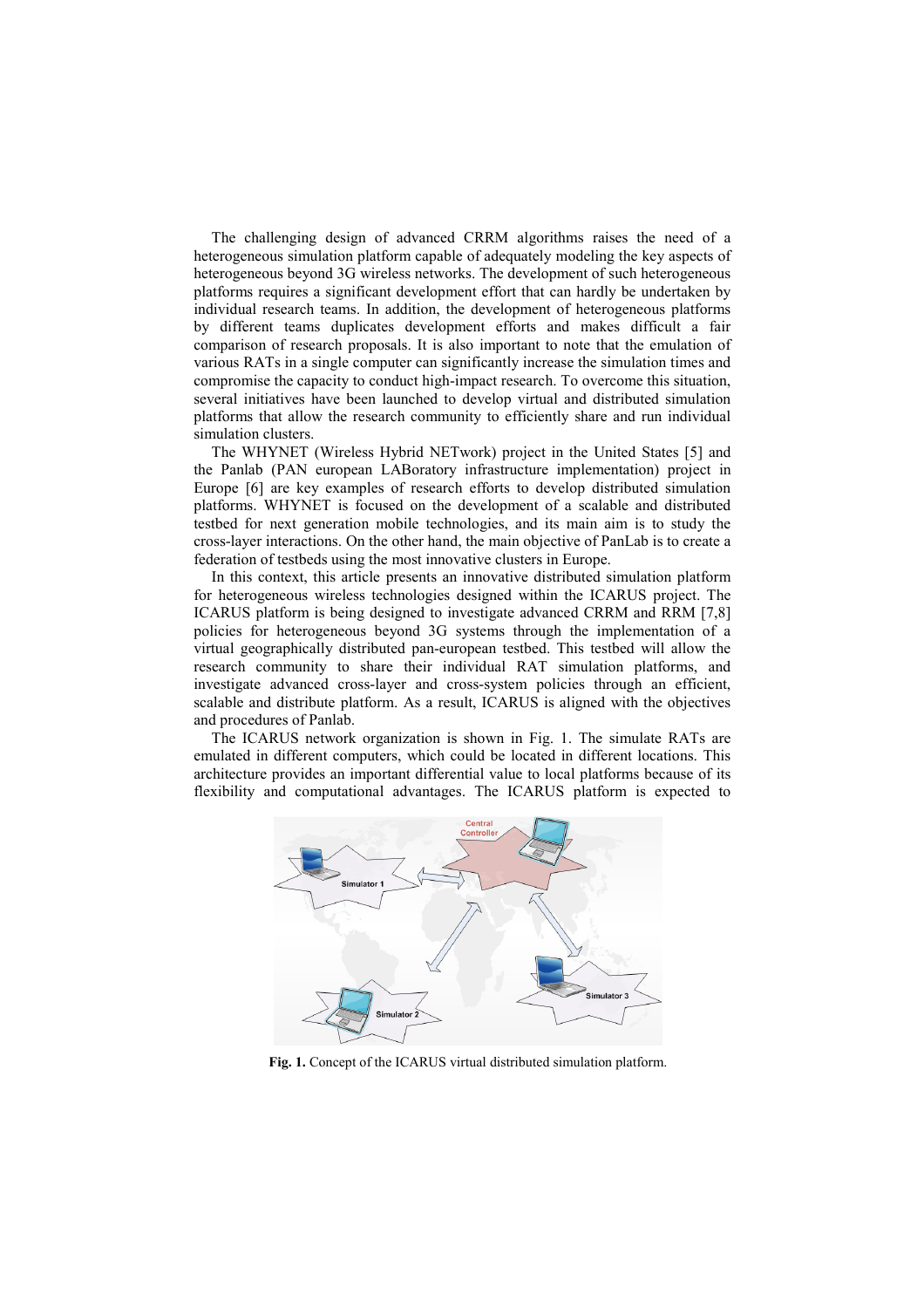The challenging design of advanced CRRM algorithms raises the need of a heterogeneous simulation platform capable of adequately modeling the key aspects of heterogeneous beyond 3G wireless networks. The development of such heterogeneous platforms requires a significant development effort that can hardly be undertaken by individual research teams. In addition, the development of heterogeneous platforms by different teams duplicates development efforts and makes difficult a fair comparison of research proposals. It is also important to note that the emulation of various RATs in a single computer can significantly increase the simulation times and compromise the capacity to conduct high-impact research. To overcome this situation, several initiatives have been launched to develop virtual and distributed simulation platforms that allow the research community to efficiently share and run individual simulation clusters.

The WHYNET (Wireless HYbrid NETwork) project in the United States [5] and the Panlab (PAN european LABoratory infrastructure implementation) project in Europe [6] are key examples of research efforts to develop distributed simulation platforms. WHYNET is focused on the development of a scalable and distributed testbed for next generation mobile technologies, and its main aim is to study the cross-layer interactions. On the other hand, the main objective of PanLab is to create a federation of testbeds using the most innovative clusters in Europe.

In this context, this article presents an innovative distributed simulation platform for heterogeneous wireless technologies designed within the ICARUS project. The ICARUS platform is being designed to investigate advanced CRRM and RRM [7,8] policies for heterogeneous beyond 3G systems through the implementation of a virtual geographically distributed pan-european testbed. This testbed will allow the research community to share their individual RAT simulation platforms, and investigate advanced cross-layer and cross-system policies through an efficient, scalable and distribute platform. As a result, ICARUS is aligned with the objectives and procedures of Panlab.

The ICARUS network organization is shown in Fig. 1. The simulate RATs are emulated in different computers, which could be located in different locations. This architecture provides an important differential value to local platforms because of its flexibility and computational advantages. The ICARUS platform is expected to

Central Controller

Simulator 1

Simulator 2

Simulator 3

**Fig. 1.** Concept of the ICARUS virtual distributed simulation platform.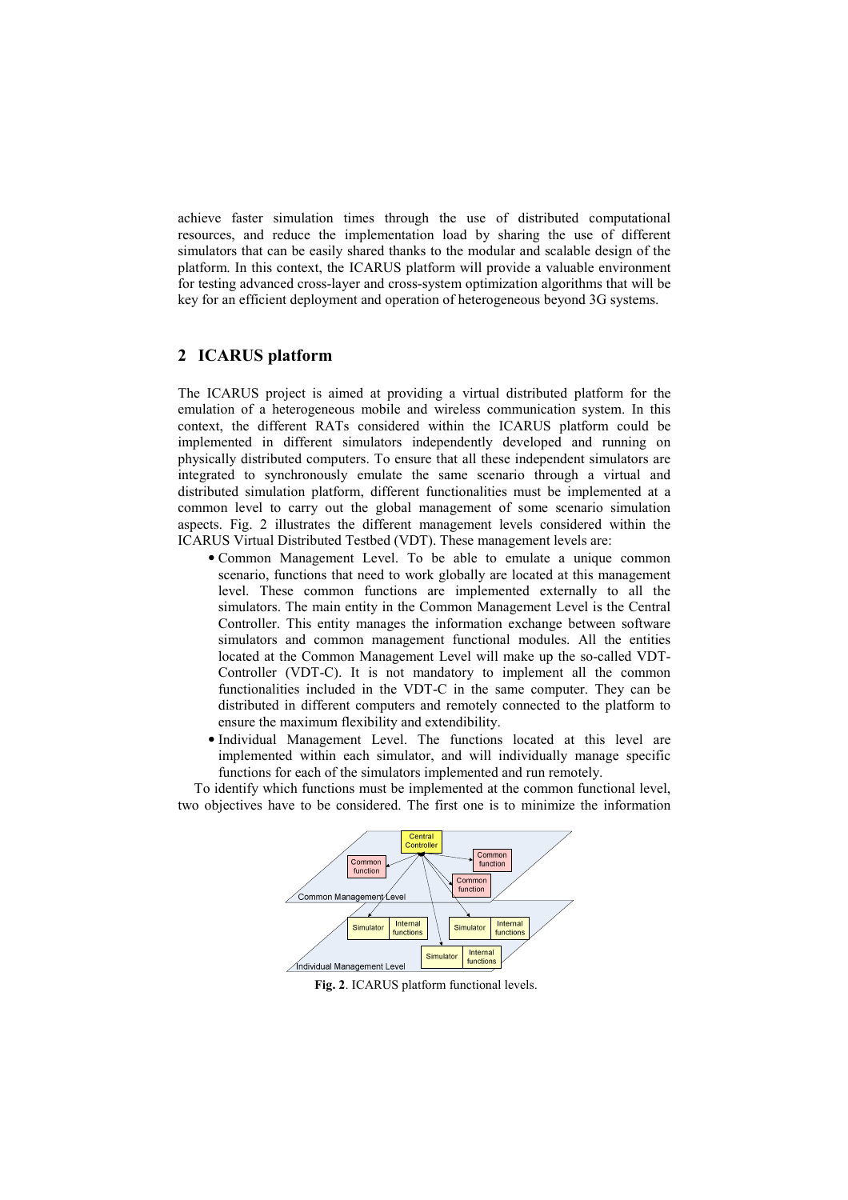achieve faster simulation times through the use of distributed computational resources, and reduce the implementation load by sharing the use of different simulators that can be easily shared thanks to the modular and scalable design of the platform. In this context, the ICARUS platform will provide a valuable environment for testing advanced cross-layer and cross-system optimization algorithms that will be key for an efficient deployment and operation of heterogeneous beyond 3G systems.

## 2 ICARUS platform

The ICARUS project is aimed at providing a virtual distributed platform for the emulation of a heterogeneous mobile and wireless communication system. In this context, the different RATs considered within the ICARUS platform could be implemented in different simulators independently developed and running on physically distributed computers. To ensure that all these independent simulators are integrated to synchronously emulate the same scenario through a virtual and distributed simulation platform, different functionalities must be implemented at a common level to carry out the global management of some scenario simulation aspects. Fig. 2 illustrates the different management levels considered within the ICARUS Virtual Distributed Testbed (VDT). These management levels are:

- Common Management Level. To be able to emulate a unique common scenario, functions that need to work globally are located at this management level. These common functions are implemented externally to all the simulators. The main entity in the Common Management Level is the Central Controller. This entity manages the information exchange between software simulators and common management functional modules. All the entities located at the Common Management Level will make up the so-called VDT-Controller (VDT-C). It is not mandatory to implement all the common functionalities included in the VDT-C in the same computer. They can be distributed in different computers and remotely connected to the platform to ensure the maximum flexibility and extendibility.
- Individual Management Level. The functions located at this level are implemented within each simulator, and will individually manage specific functions for each of the simulators implemented and run remotely.

To identify which functions must be implemented at the common functional level, two objectives have to be considered. The first one is to minimize the information

**Fig. 2**. ICARUS platform functional levels.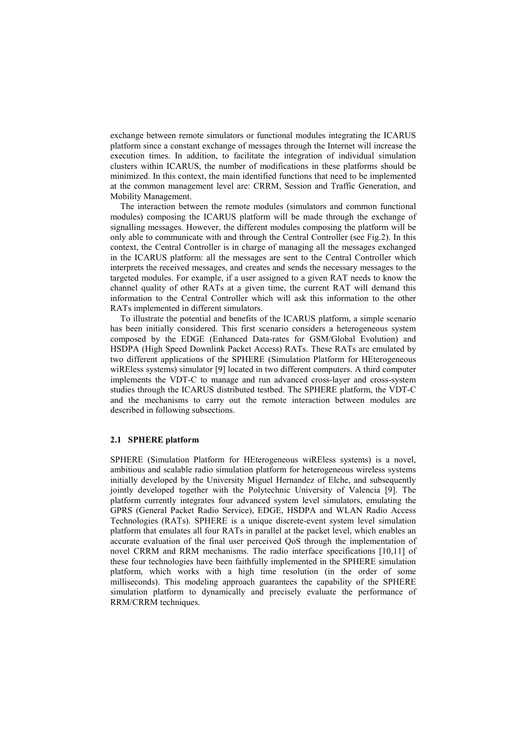exchange between remote simulators or functional modules integrating the ICARUS platform since a constant exchange of messages through the Internet will increase the execution times. In addition, to facilitate the integration of individual simulation clusters within ICARUS, the number of modifications in these platforms should be minimized. In this context, the main identified functions that need to be implemented at the common management level are: CRRM, Session and Traffic Generation, and Mobility Management.

The interaction between the remote modules (simulators and common functional modules) composing the ICARUS platform will be made through the exchange of signalling messages. However, the different modules composing the platform will be only able to communicate with and through the Central Controller (see Fig.2). In this context, the Central Controller is in charge of managing all the messages exchanged in the ICARUS platform: all the messages are sent to the Central Controller which interprets the received messages, and creates and sends the necessary messages to the targeted modules. For example, if a user assigned to a given RAT needs to know the channel quality of other RATs at a given time, the current RAT will demand this information to the Central Controller which will ask this information to the other RATs implemented in different simulators.

To illustrate the potential and benefits of the ICARUS platform, a simple scenario has been initially considered. This first scenario considers a heterogeneous system composed by the EDGE (Enhanced Data-rates for GSM/Global Evolution) and HSDPA (High Speed Downlink Packet Access) RATs. These RATs are emulated by two different applications of the SPHERE (Simulation Platform for HEterogeneous wiREless systems) simulator [9] located in two different computers. A third computer implements the VDT-C to manage and run advanced cross-layer and cross-system studies through the ICARUS distributed testbed. The SPHERE platform, the VDT-C and the mechanisms to carry out the remote interaction between modules are described in following subsections.

### 2.1 SPHERE platform

SPHERE (Simulation Platform for HEterogeneous wiREless systems) is a novel, ambitious and scalable radio simulation platform for heterogeneous wireless systems initially developed by the University Miguel Hernandez of Elche, and subsequently jointly developed together with the Polytechnic University of Valencia [9]. The platform currently integrates four advanced system level simulators, emulating the GPRS (General Packet Radio Service), EDGE, HSDPA and WLAN Radio Access Technologies (RATs). SPHERE is a unique discrete-event system level simulation platform that emulates all four RATs in parallel at the packet level, which enables an accurate evaluation of the final user perceived QoS through the implementation of novel CRRM and RRM mechanisms. The radio interface specifications [10,11] of these four technologies have been faithfully implemented in the SPHERE simulation platform, which works with a high time resolution (in the order of some milliseconds). This modeling approach guarantees the capability of the SPHERE simulation platform to dynamically and precisely evaluate the performance of RRM/CRRM techniques.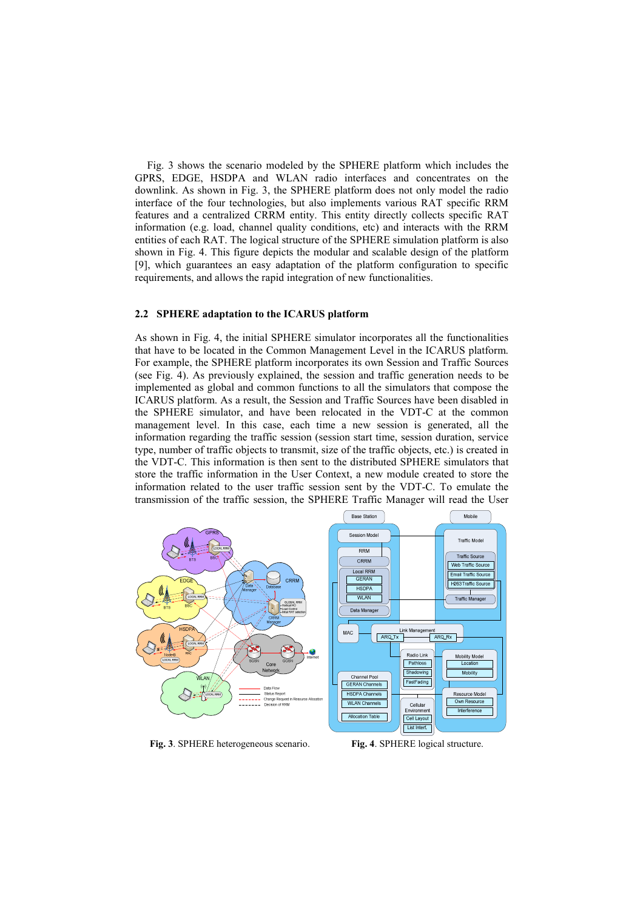Fig. 3 shows the scenario modeled by the SPHERE platform which includes the GPRS, EDGE, HSDPA and WLAN radio interfaces and concentrates on the downlink. As shown in Fig. 3, the SPHERE platform does not only model the radio interface of the four technologies, but also implements various RAT specific RRM features and a centralized CRRM entity. This entity directly collects specific RAT information (e.g. load, channel quality conditions, etc) and interacts with the RRM entities of each RAT. The logical structure of the SPHERE simulation platform is also shown in Fig. 4. This figure depicts the modular and scalable design of the platform [9], which guarantees an easy adaptation of the platform configuration to specific requirements, and allows the rapid integration of new functionalities.

### 2.2 SPHERE adaptation to the ICARUS platform

As shown in Fig. 4, the initial SPHERE simulator incorporates all the functionalities that have to be located in the Common Management Level in the ICARUS platform. For example, the SPHERE platform incorporates its own Session and Traffic Sources (see Fig. 4). As previously explained, the session and traffic generation needs to be implemented as global and common functions to all the simulators that compose the ICARUS platform. As a result, the Session and Traffic Sources have been disabled in the SPHERE simulator, and have been relocated in the VDT-C at the common management level. In this case, each time a new session is generated, all the information regarding the traffic session (session start time, session duration, service type, number of traffic objects to transmit, size of the traffic objects, etc.) is created in the VDT-C. This information is then sent to the distributed SPHERE simulators that store the traffic information in the User Context, a new module created to store the information related to the user traffic session sent by the VDT-C. To emulate the transmission of the traffic session, the SPHERE Traffic Manager will read the User

**Fig. 3**. SPHERE heterogeneous scenario.

**Fig. 4**. SPHERE logical structure.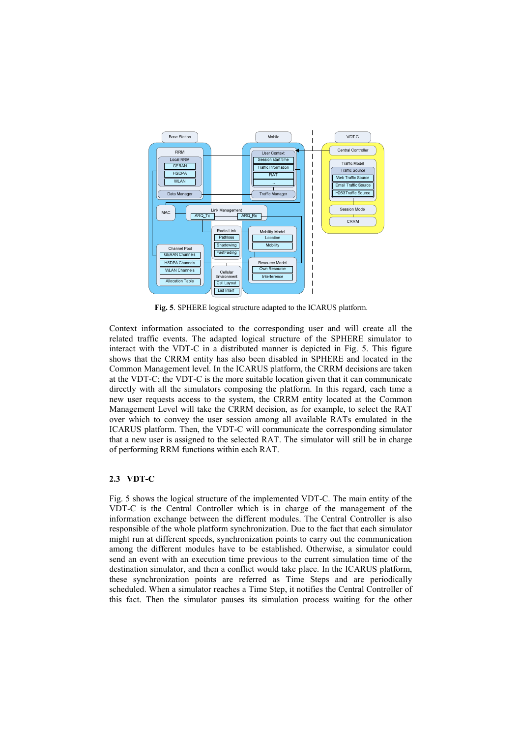Base Station
Mobile
VDT-C
RRM
Local RRM
GERAN
HSDPA
WLAN
Data Manager
User Context
Session start time
Traffic Information
RAT
...
Traffic Manager
Central Controller
Traffic Model
Traffic Source
Web Traffic Source
Email Traffic Source
H263Traffic Source
Session Model
CRRM
MAC
Link Management
ARQ_Tx
ARQ_Rx
Radio Link
Pathloss
Shadowing
FastFading
Mobility Model
Location
Mobility
Channel Pool
GERAN Channels
HSDPA Channels
WLAN Channels
Allocation Table
Cellular Environment
Cell Layout
List Interf.
Resource Model
Own Resource
Interference

**Fig. 5**. SPHERE logical structure adapted to the ICARUS platform.

Context information associated to the corresponding user and will create all the related traffic events. The adapted logical structure of the SPHERE simulator to interact with the VDT-C in a distributed manner is depicted in Fig. 5. This figure shows that the CRRM entity has also been disabled in SPHERE and located in the Common Management level. In the ICARUS platform, the CRRM decisions are taken at the VDT-C; the VDT-C is the more suitable location given that it can communicate directly with all the simulators composing the platform. In this regard, each time a new user requests access to the system, the CRRM entity located at the Common Management Level will take the CRRM decision, as for example, to select the RAT over which to convey the user session among all available RATs emulated in the ICARUS platform. Then, the VDT-C will communicate the corresponding simulator that a new user is assigned to the selected RAT. The simulator will still be in charge of performing RRM functions within each RAT.

### 2.3 VDT-C

Fig. 5 shows the logical structure of the implemented VDT-C. The main entity of the VDT-C is the Central Controller which is in charge of the management of the information exchange between the different modules. The Central Controller is also responsible of the whole platform synchronization. Due to the fact that each simulator might run at different speeds, synchronization points to carry out the communication among the different modules have to be established. Otherwise, a simulator could send an event with an execution time previous to the current simulation time of the destination simulator, and then a conflict would take place. In the ICARUS platform, these synchronization points are referred as Time Steps and are periodically scheduled. When a simulator reaches a Time Step, it notifies the Central Controller of this fact. Then the simulator pauses its simulation process waiting for the other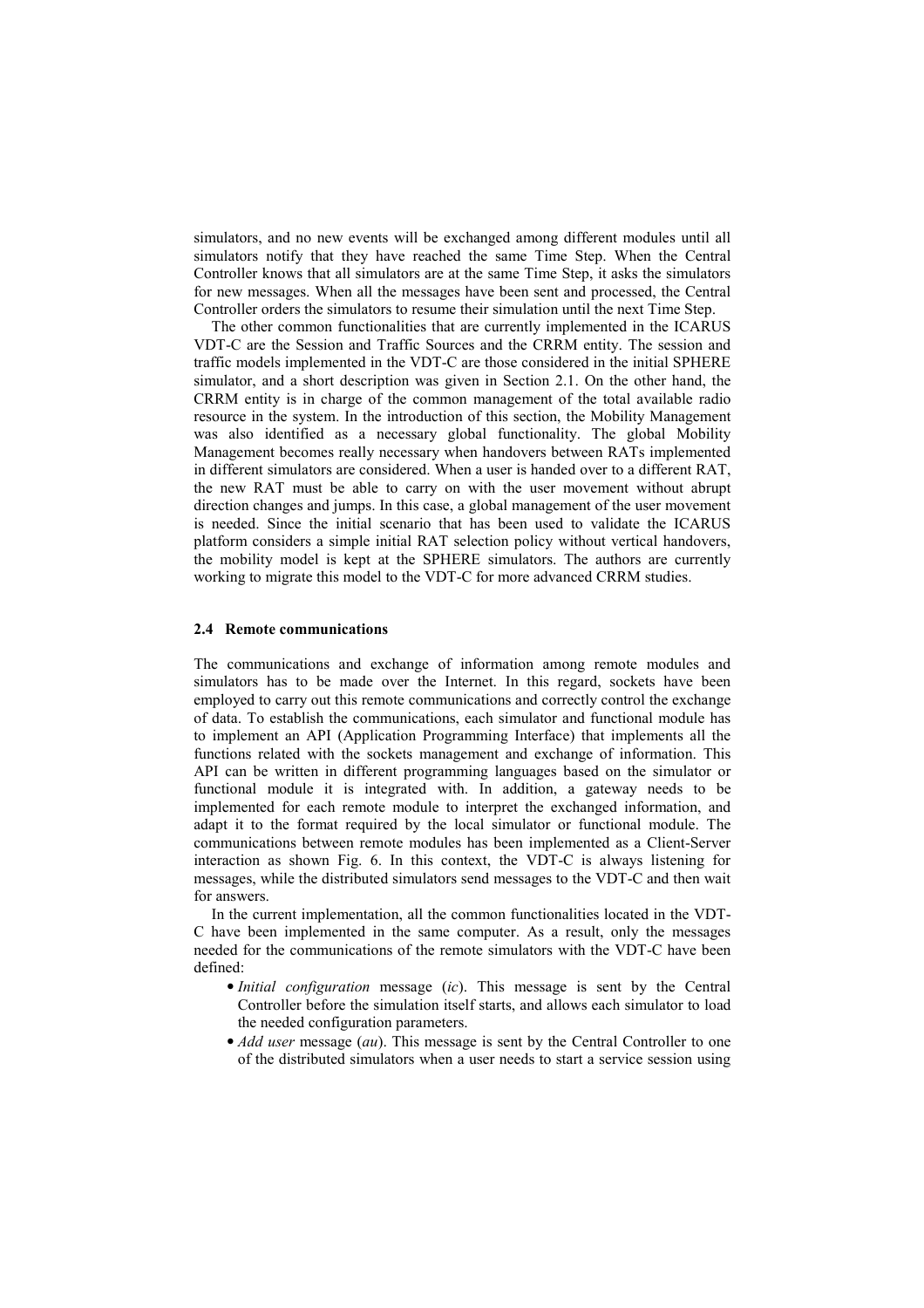simulators, and no new events will be exchanged among different modules until all simulators notify that they have reached the same Time Step. When the Central Controller knows that all simulators are at the same Time Step, it asks the simulators for new messages. When all the messages have been sent and processed, the Central Controller orders the simulators to resume their simulation until the next Time Step.

The other common functionalities that are currently implemented in the ICARUS VDT-C are the Session and Traffic Sources and the CRRM entity. The session and traffic models implemented in the VDT-C are those considered in the initial SPHERE simulator, and a short description was given in Section 2.1. On the other hand, the CRRM entity is in charge of the common management of the total available radio resource in the system. In the introduction of this section, the Mobility Management was also identified as a necessary global functionality. The global Mobility Management becomes really necessary when handovers between RATs implemented in different simulators are considered. When a user is handed over to a different RAT, the new RAT must be able to carry on with the user movement without abrupt direction changes and jumps. In this case, a global management of the user movement is needed. Since the initial scenario that has been used to validate the ICARUS platform considers a simple initial RAT selection policy without vertical handovers, the mobility model is kept at the SPHERE simulators. The authors are currently working to migrate this model to the VDT-C for more advanced CRRM studies.

### 2.4 Remote communications

The communications and exchange of information among remote modules and simulators has to be made over the Internet. In this regard, sockets have been employed to carry out this remote communications and correctly control the exchange of data. To establish the communications, each simulator and functional module has to implement an API (Application Programming Interface) that implements all the functions related with the sockets management and exchange of information. This API can be written in different programming languages based on the simulator or functional module it is integrated with. In addition, a gateway needs to be implemented for each remote module to interpret the exchanged information, and adapt it to the format required by the local simulator or functional module. The communications between remote modules has been implemented as a Client-Server interaction as shown Fig. 6. In this context, the VDT-C is always listening for messages, while the distributed simulators send messages to the VDT-C and then wait for answers.

In the current implementation, all the common functionalities located in the VDT-C have been implemented in the same computer. As a result, only the messages needed for the communications of the remote simulators with the VDT-C have been defined:

- *Initial configuration* message (*ic*). This message is sent by the Central Controller before the simulation itself starts, and allows each simulator to load the needed configuration parameters.
- *Add user* message (*au*). This message is sent by the Central Controller to one of the distributed simulators when a user needs to start a service session using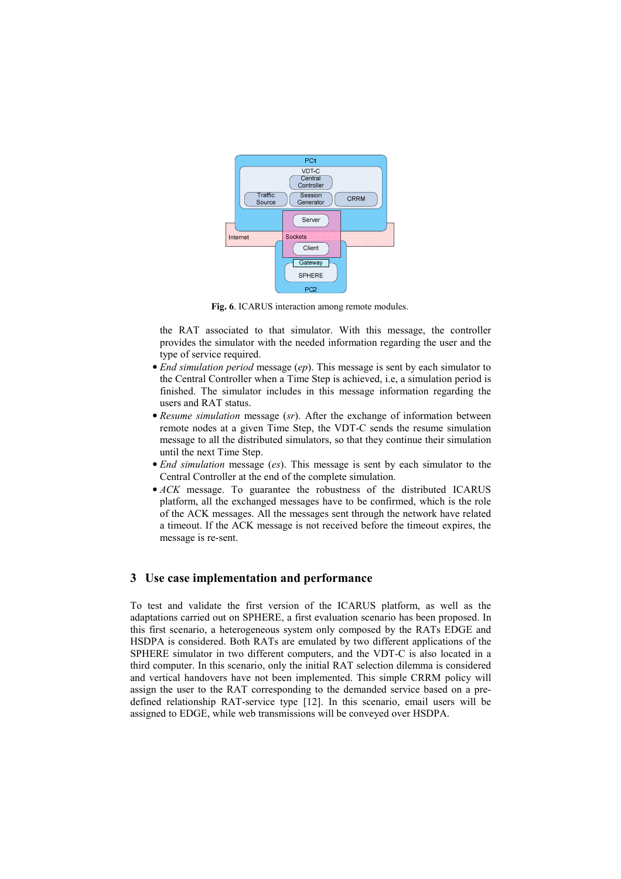**Fig. 6**. ICARUS interaction among remote modules.

the RAT associated to that simulator. With this message, the controller provides the simulator with the needed information regarding the user and the type of service required.

- *End simulation period* message (*ep*). This message is sent by each simulator to the Central Controller when a Time Step is achieved, i.e, a simulation period is finished. The simulator includes in this message information regarding the users and RAT status.
- *Resume simulation* message (*sr*). After the exchange of information between remote nodes at a given Time Step, the VDT-C sends the resume simulation message to all the distributed simulators, so that they continue their simulation until the next Time Step.
- *End simulation* message (*es*). This message is sent by each simulator to the Central Controller at the end of the complete simulation.
- *ACK* message. To guarantee the robustness of the distributed ICARUS platform, all the exchanged messages have to be confirmed, which is the role of the ACK messages. All the messages sent through the network have related a timeout. If the ACK message is not received before the timeout expires, the message is re-sent.

## 3 Use case implementation and performance

To test and validate the first version of the ICARUS platform, as well as the adaptations carried out on SPHERE, a first evaluation scenario has been proposed. In this first scenario, a heterogeneous system only composed by the RATs EDGE and HSDPA is considered. Both RATs are emulated by two different applications of the SPHERE simulator in two different computers, and the VDT-C is also located in a third computer. In this scenario, only the initial RAT selection dilemma is considered and vertical handovers have not been implemented. This simple CRRM policy will assign the user to the RAT corresponding to the demanded service based on a pre-defined relationship RAT-service type [12]. In this scenario, email users will be assigned to EDGE, while web transmissions will be conveyed over HSDPA.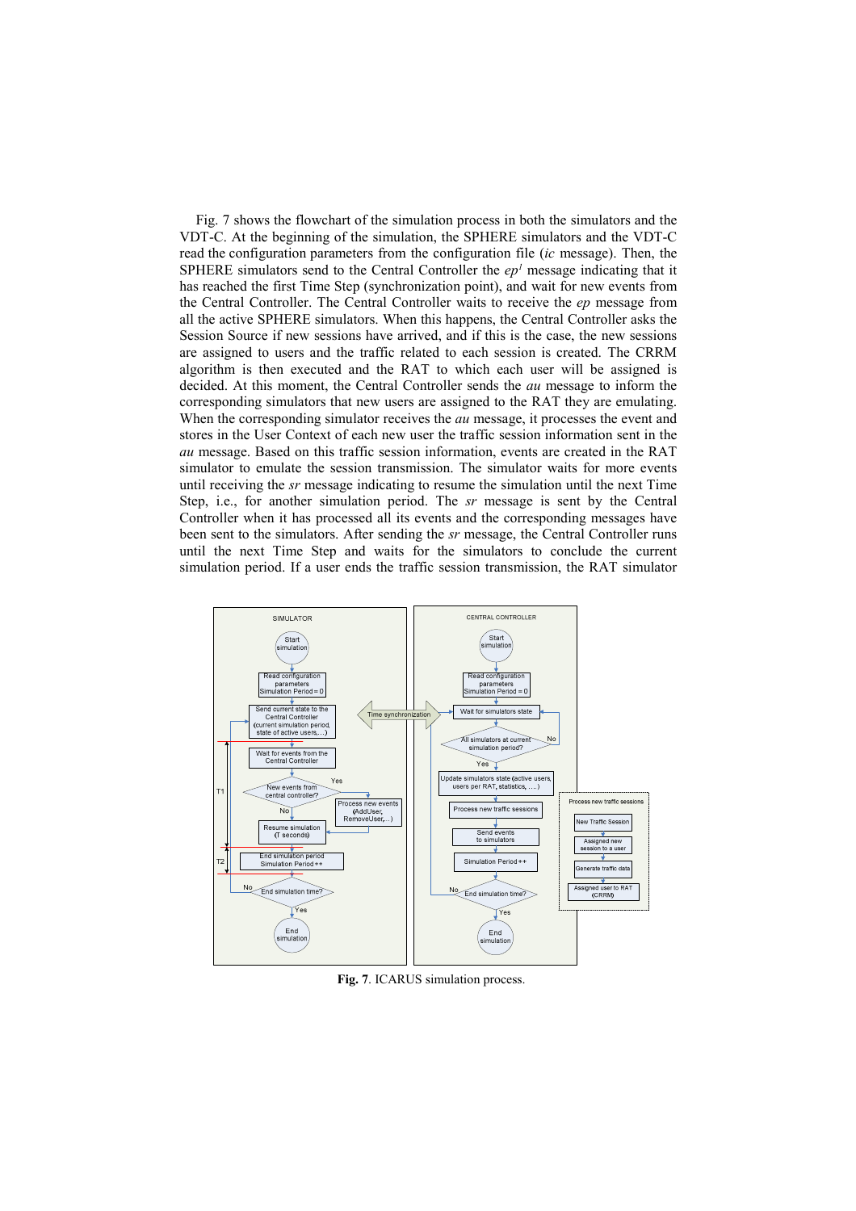Fig. 7 shows the flowchart of the simulation process in both the simulators and the VDT-C. At the beginning of the simulation, the SPHERE simulators and the VDT-C read the configuration parameters from the configuration file (*ic* message). Then, the SPHERE simulators send to the Central Controller the *ep*[1] message indicating that it has reached the first Time Step (synchronization point), and wait for new events from the Central Controller. The Central Controller waits to receive the *ep* message from all the active SPHERE simulators. When this happens, the Central Controller asks the Session Source if new sessions have arrived, and if this is the case, the new sessions are assigned to users and the traffic related to each session is created. The CRRM algorithm is then executed and the RAT to which each user will be assigned is decided. At this moment, the Central Controller sends the *au* message to inform the corresponding simulators that new users are assigned to the RAT they are emulating. When the corresponding simulator receives the *au* message, it processes the event and stores in the User Context of each new user the traffic session information sent in the *au* message. Based on this traffic session information, events are created in the RAT simulator to emulate the session transmission. The simulator waits for more events until receiving the *sr* message indicating to resume the simulation until the next Time Step, i.e., for another simulation period. The *sr* message is sent by the Central Controller when it has processed all its events and the corresponding messages have been sent to the simulators. After sending the *sr* message, the Central Controller runs until the next Time Step and waits for the simulators to conclude the current simulation period. If a user ends the traffic session transmission, the RAT simulator

**Fig. 7**. ICARUS simulation process.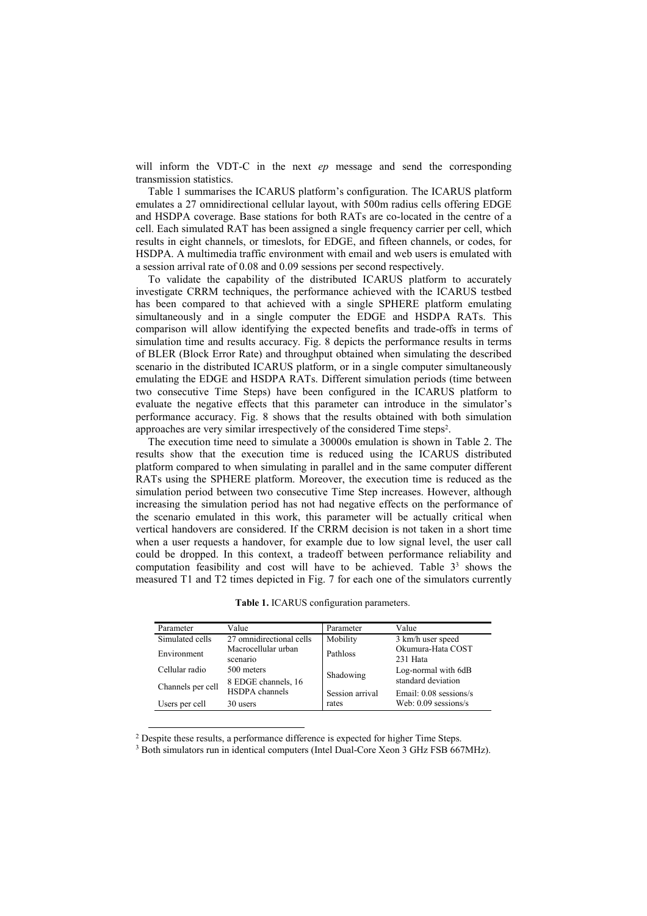will inform the VDT-C in the next *ep* message and send the corresponding transmission statistics.

Table 1 summarises the ICARUS platform's configuration. The ICARUS platform emulates a 27 omnidirectional cellular layout, with 500m radius cells offering EDGE and HSDPA coverage. Base stations for both RATs are co-located in the centre of a cell. Each simulated RAT has been assigned a single frequency carrier per cell, which results in eight channels, or timeslots, for EDGE, and fifteen channels, or codes, for HSDPA. A multimedia traffic environment with email and web users is emulated with a session arrival rate of 0.08 and 0.09 sessions per second respectively.

To validate the capability of the distributed ICARUS platform to accurately investigate CRRM techniques, the performance achieved with the ICARUS testbed has been compared to that achieved with a single SPHERE platform emulating simultaneously and in a single computer the EDGE and HSDPA RATs. This comparison will allow identifying the expected benefits and trade-offs in terms of simulation time and results accuracy. Fig. 8 depicts the performance results in terms of BLER (Block Error Rate) and throughput obtained when simulating the described scenario in the distributed ICARUS platform, or in a single computer simultaneously emulating the EDGE and HSDPA RATs. Different simulation periods (time between two consecutive Time Steps) have been configured in the ICARUS platform to evaluate the negative effects that this parameter can introduce in the simulator's performance accuracy. Fig. 8 shows that the results obtained with both simulation approaches are very similar irrespectively of the considered Time steps[2].

The execution time need to simulate a 30000s emulation is shown in Table 2. The results show that the execution time is reduced using the ICARUS distributed platform compared to when simulating in parallel and in the same computer different RATs using the SPHERE platform. Moreover, the execution time is reduced as the simulation period between two consecutive Time Step increases. However, although increasing the simulation period has not had negative effects on the performance of the scenario emulated in this work, this parameter will be actually critical when vertical handovers are considered. If the CRRM decision is not taken in a short time when a user requests a handover, for example due to low signal level, the user call could be dropped. In this context, a tradeoff between performance reliability and computation feasibility and cost will have to be achieved. Table 3[3] shows the measured T1 and T2 times depicted in Fig. 7 for each one of the simulators currently

**Table 1.** ICARUS configuration parameters.

| Parameter | Value | Parameter | Value |
|---|---|---|---|
| Simulated cells | 27 omnidirectional cells | Mobility | 3 km/h user speed |
| Environment | Macrocellular urban scenario | Pathloss | Okumura-Hata COST 231 Hata |
| Cellular radio | 500 meters | Shadowing | Log-normal with 6dB standard deviation |
| Channels per cell | 8 EDGE channels, 16 HSDPA channels | | |
| Users per cell | 30 users | Session arrival rates | Email: 0.08 sessions/s<br>Web: 0.09 sessions/s |

[2] Despite these results, a performance difference is expected for higher Time Steps.

[3] Both simulators run in identical computers (Intel Dual-Core Xeon 3 GHz FSB 667MHz).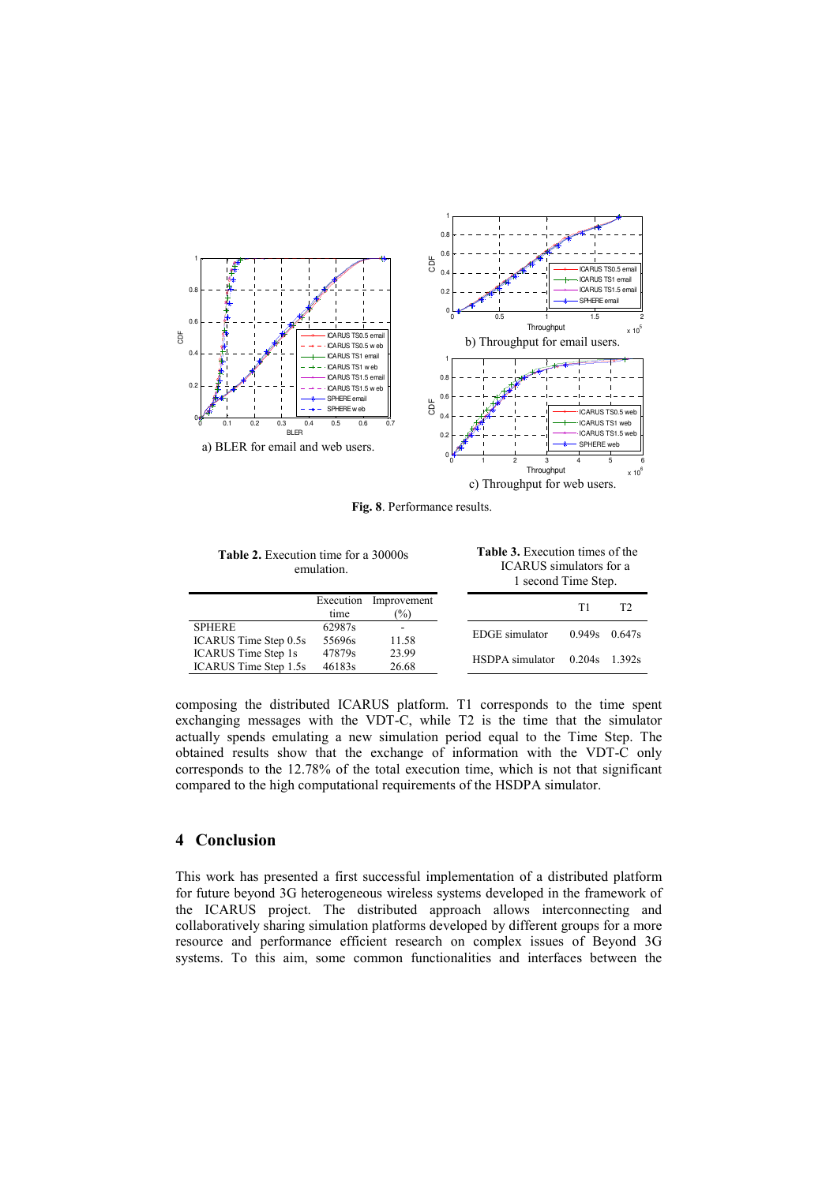a) BLER for email and web users.

b) Throughput for email users.

c) Throughput for web users.

**Fig. 8**. Performance results.

**Table 2.** Execution time for a 30000s emulation.

| | Execution time | Improvement (%) |
|---|---|---|
| SPHERE | 62987s | - |
| ICARUS Time Step 0.5s | 55696s | 11.58 |
| ICARUS Time Step 1s | 47879s | 23.99 |
| ICARUS Time Step 1.5s | 46183s | 26.68 |

**Table 3.** Execution times of the ICARUS simulators for a 1 second Time Step.

| | T1 | T2 |
|---|---|---|
| EDGE simulator | 0.949s | 0.647s |
| HSDPA simulator | 0.204s | 1.392s |

composing the distributed ICARUS platform. T1 corresponds to the time spent exchanging messages with the VDT-C, while T2 is the time that the simulator actually spends emulating a new simulation period equal to the Time Step. The obtained results show that the exchange of information with the VDT-C only corresponds to the 12.78% of the total execution time, which is not that significant compared to the high computational requirements of the HSDPA simulator.

## 4 Conclusion

This work has presented a first successful implementation of a distributed platform for future beyond 3G heterogeneous wireless systems developed in the framework of the ICARUS project. The distributed approach allows interconnecting and collaboratively sharing simulation platforms developed by different groups for a more resource and performance efficient research on complex issues of Beyond 3G systems. To this aim, some common functionalities and interfaces between the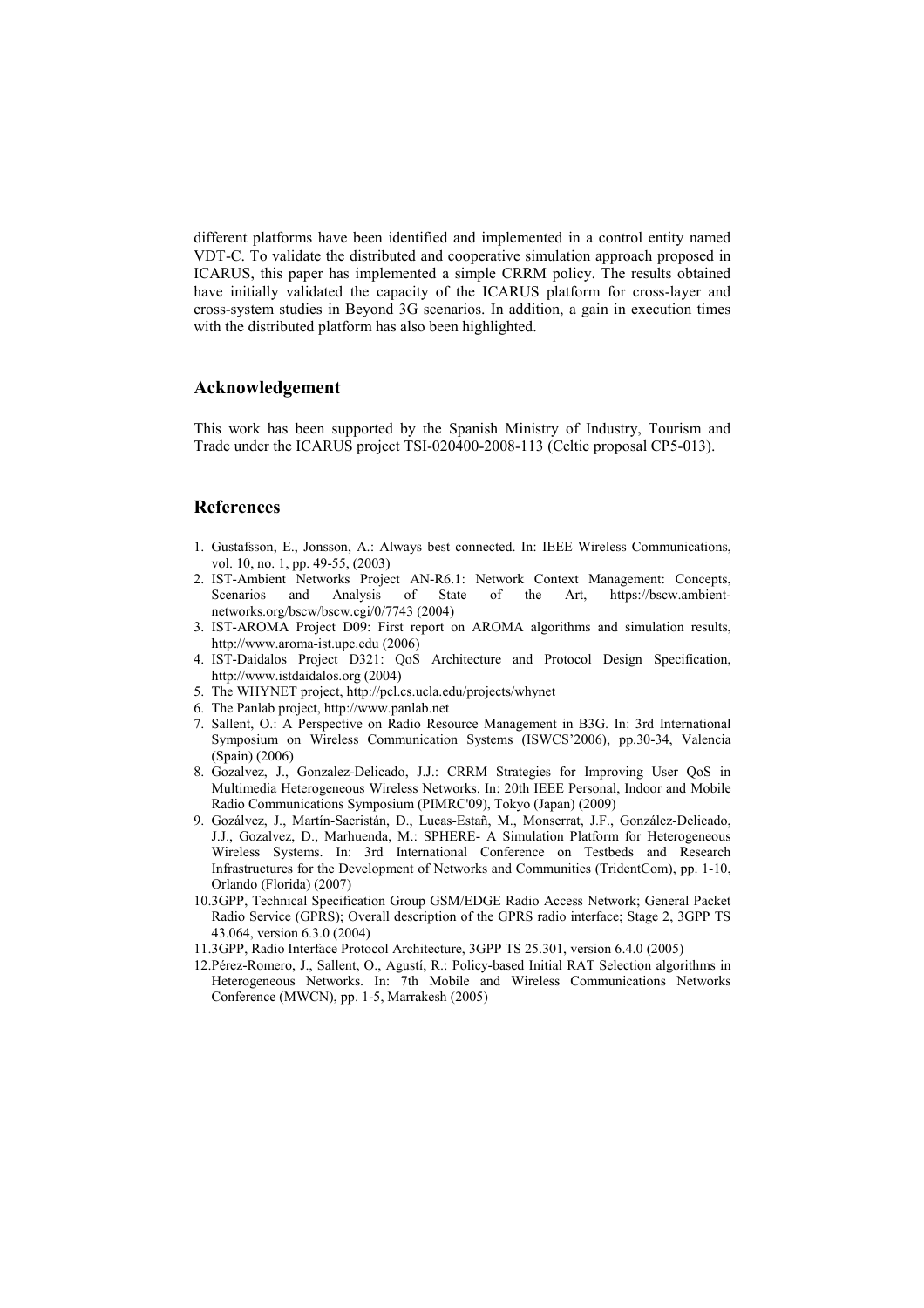different platforms have been identified and implemented in a control entity named VDT-C. To validate the distributed and cooperative simulation approach proposed in ICARUS, this paper has implemented a simple CRRM policy. The results obtained have initially validated the capacity of the ICARUS platform for cross-layer and cross-system studies in Beyond 3G scenarios. In addition, a gain in execution times with the distributed platform has also been highlighted.

## Acknowledgement

This work has been supported by the Spanish Ministry of Industry, Tourism and Trade under the ICARUS project TSI-020400-2008-113 (Celtic proposal CP5-013).

## References

1. Gustafsson, E., Jonsson, A.: Always best connected. In: IEEE Wireless Communications, vol. 10, no. 1, pp. 49-55, (2003)
2. IST-Ambient Networks Project AN-R6.1: Network Context Management: Concepts, Scenarios and Analysis of State of the Art, https://bscw.ambient-networks.org/bscw/bscw.cgi/0/7743 (2004)
3. IST-AROMA Project D09: First report on AROMA algorithms and simulation results, http://www.aroma-ist.upc.edu (2006)
4. IST-Daidalos Project D321: QoS Architecture and Protocol Design Specification, http://www.istdaidalos.org (2004)
5. The WHYNET project, http://pcl.cs.ucla.edu/projects/whynet
6. The Panlab project, http://www.panlab.net
7. Sallent, O.: A Perspective on Radio Resource Management in B3G. In: 3rd International Symposium on Wireless Communication Systems (ISWCS'2006), pp.30-34, Valencia (Spain) (2006)
8. Gozalvez, J., Gonzalez-Delicado, J.J.: CRRM Strategies for Improving User QoS in Multimedia Heterogeneous Wireless Networks. In: 20th IEEE Personal, Indoor and Mobile Radio Communications Symposium (PIMRC'09), Tokyo (Japan) (2009)
9. Gozálvez, J., Martín-Sacristán, D., Lucas-Estañ, M., Monserrat, J.F., González-Delicado, J.J., Gozalvez, D., Marhuenda, M.: SPHERE- A Simulation Platform for Heterogeneous Wireless Systems. In: 3rd International Conference on Testbeds and Research Infrastructures for the Development of Networks and Communities (TridentCom), pp. 1-10, Orlando (Florida) (2007)
10. 3GPP, Technical Specification Group GSM/EDGE Radio Access Network; General Packet Radio Service (GPRS); Overall description of the GPRS radio interface; Stage 2, 3GPP TS 43.064, version 6.3.0 (2004)
11. 3GPP, Radio Interface Protocol Architecture, 3GPP TS 25.301, version 6.4.0 (2005)
12. Pérez-Romero, J., Sallent, O., Agustí, R.: Policy-based Initial RAT Selection algorithms in Heterogeneous Networks. In: 7th Mobile and Wireless Communications Networks Conference (MWCN), pp. 1-5, Marrakesh (2005)